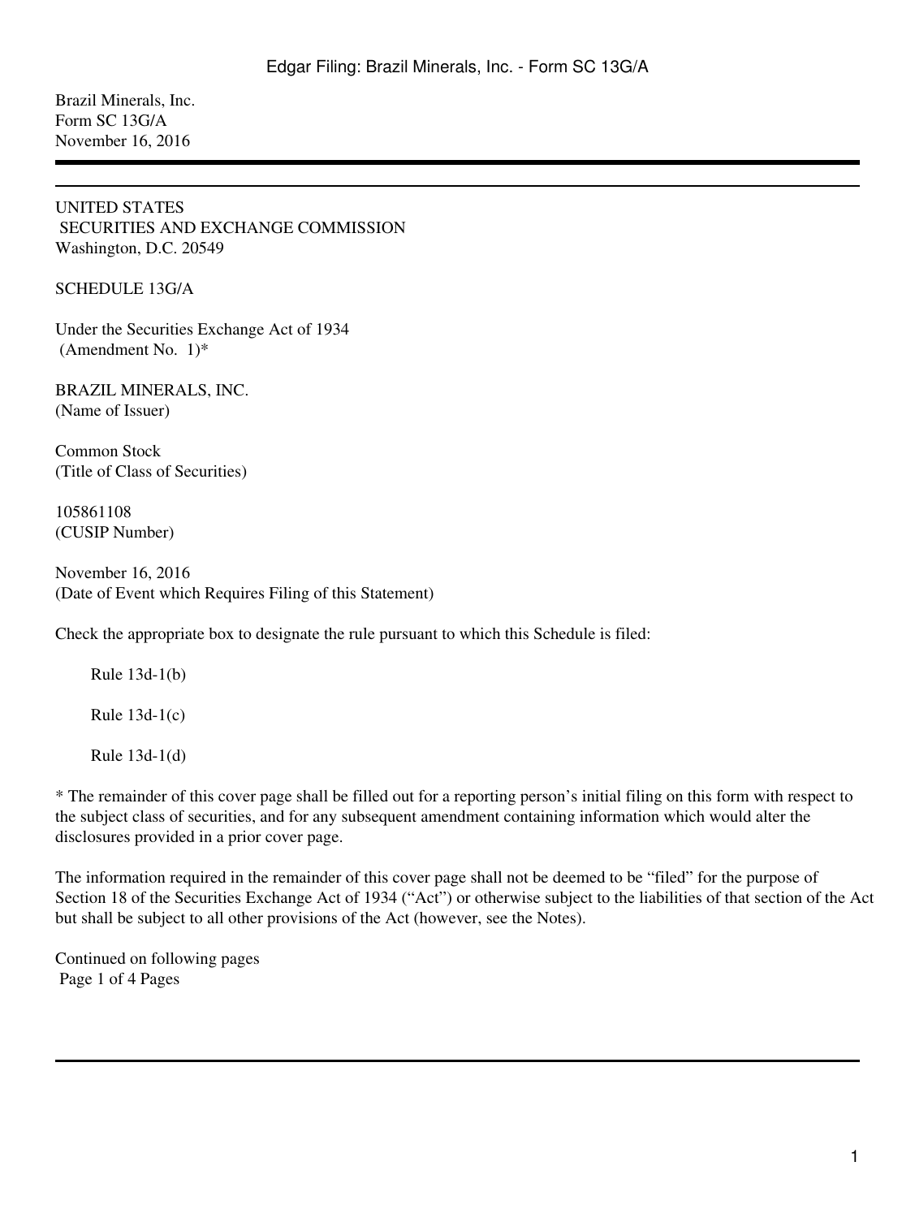Brazil Minerals, Inc.
Form SC 13G/A
November 16, 2016

---

UNITED STATES
SECURITIES AND EXCHANGE COMMISSION
Washington, D.C. 20549

SCHEDULE 13G/A

Under the Securities Exchange Act of 1934
(Amendment No. 1)*

BRAZIL MINERALS, INC.
(Name of Issuer)

Common Stock
(Title of Class of Securities)

105861108
(CUSIP Number)

November 16, 2016
(Date of Event which Requires Filing of this Statement)

Check the appropriate box to designate the rule pursuant to which this Schedule is filed:

Rule 13d-1(b)

Rule 13d-1(c)

Rule 13d-1(d)

* The remainder of this cover page shall be filled out for a reporting person's initial filing on this form with respect to the subject class of securities, and for any subsequent amendment containing information which would alter the disclosures provided in a prior cover page.

The information required in the remainder of this cover page shall not be deemed to be "filed" for the purpose of Section 18 of the Securities Exchange Act of 1934 ("Act") or otherwise subject to the liabilities of that section of the Act but shall be subject to all other provisions of the Act (however, see the Notes).

Continued on following pages
Page 1 of 4 Pages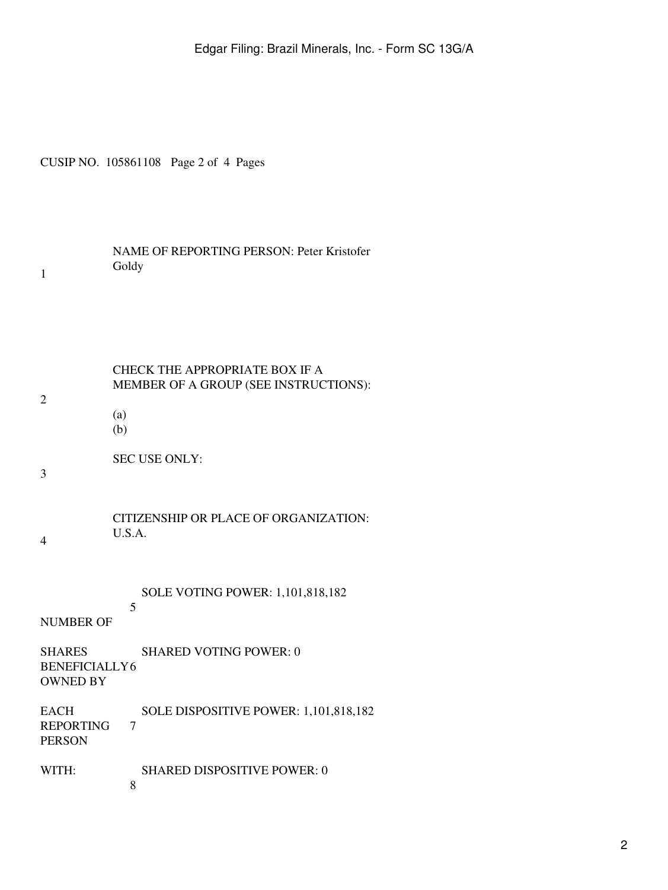CUSIP NO. 105861108 Page 2 of 4 Pages

| | | |
|---|---|---|
| 1 | NAME OF REPORTING PERSON: Peter Kristofer Goldy | |
| 2 | CHECK THE APPROPRIATE BOX IF A MEMBER OF A GROUP (SEE INSTRUCTIONS):<br>(a)<br>(b) | |
| 3 | SEC USE ONLY: | |
| 4 | CITIZENSHIP OR PLACE OF ORGANIZATION: U.S.A. | |
| NUMBER OF SHARES BENEFICIALLY OWNED BY EACH REPORTING PERSON WITH: | 5 | SOLE VOTING POWER: 1,101,818,182 |
| | 6 | SHARED VOTING POWER: 0 |
| | 7 | SOLE DISPOSITIVE POWER: 1,101,818,182 |
| | 8 | SHARED DISPOSITIVE POWER: 0 |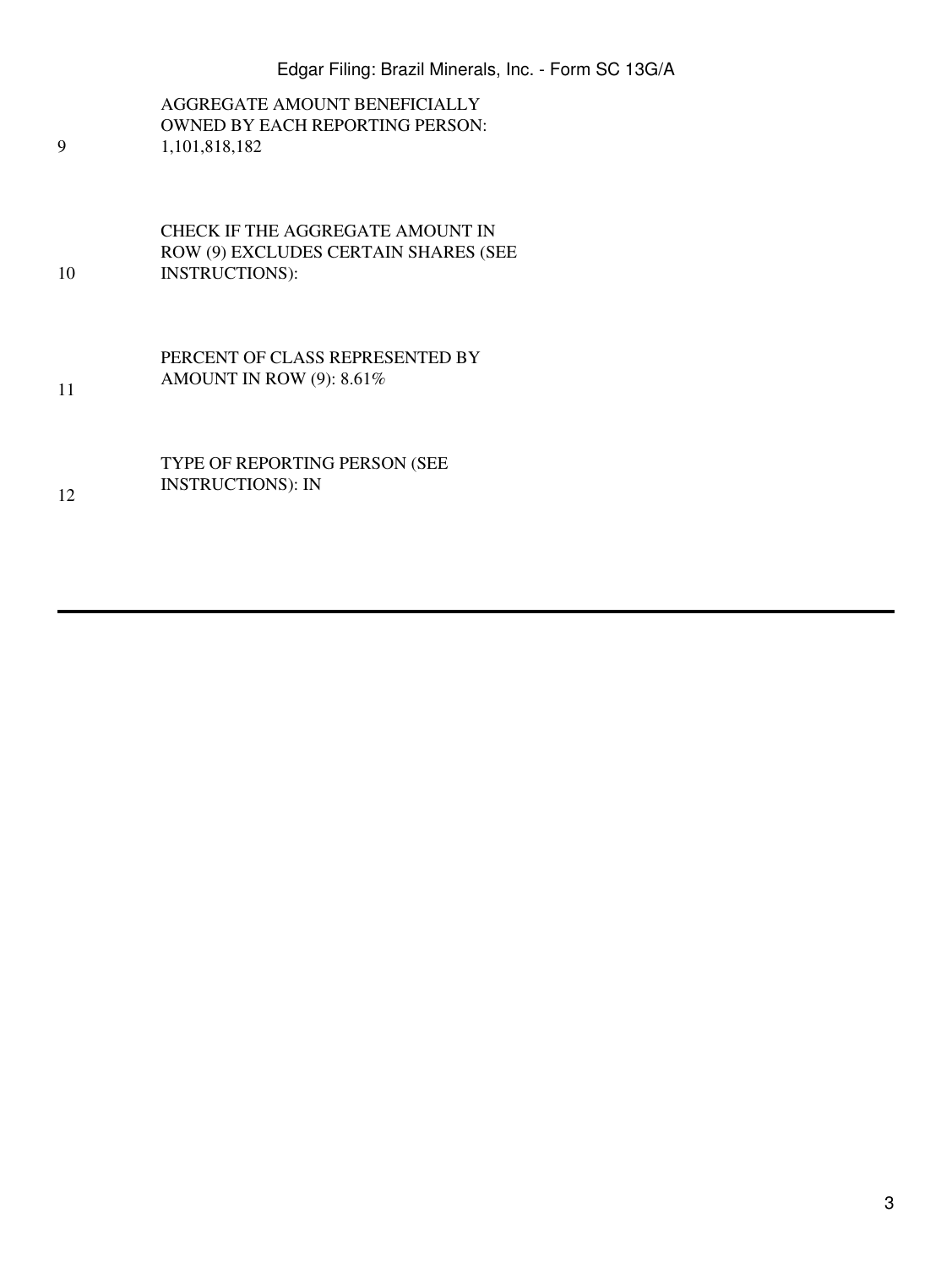| | |
|---|---|
| 9 | AGGREGATE AMOUNT BENEFICIALLY OWNED BY EACH REPORTING PERSON: 1,101,818,182 |
| 10 | CHECK IF THE AGGREGATE AMOUNT IN ROW (9) EXCLUDES CERTAIN SHARES (SEE INSTRUCTIONS): |
| 11 | PERCENT OF CLASS REPRESENTED BY AMOUNT IN ROW (9): 8.61% |
| 12 | TYPE OF REPORTING PERSON (SEE INSTRUCTIONS): IN |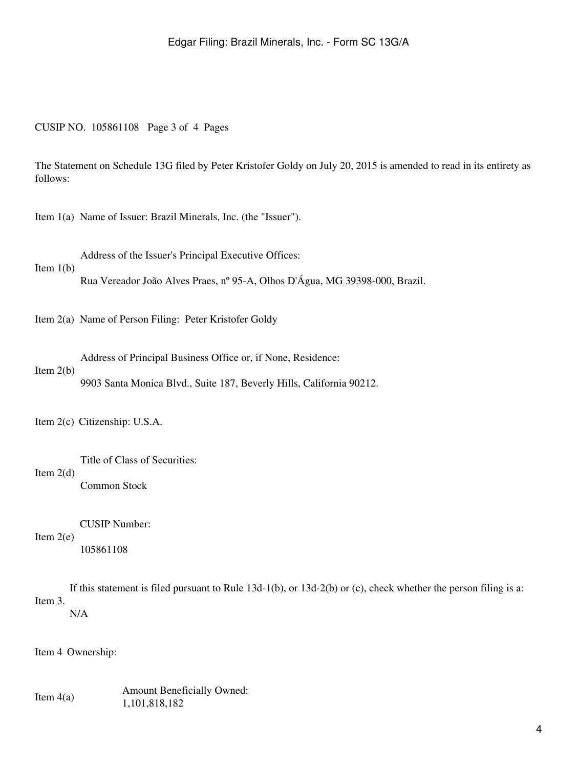CUSIP NO. 105861108 Page 3 of 4 Pages

The Statement on Schedule 13G filed by Peter Kristofer Goldy on July 20, 2015 is amended to read in its entirety as follows:

Item 1(a) Name of Issuer: Brazil Minerals, Inc. (the "Issuer").

Item 1(b) Address of the Issuer's Principal Executive Offices:
Rua Vereador João Alves Praes, nº 95-A, Olhos D'Água, MG 39398-000, Brazil.

Item 2(a) Name of Person Filing: Peter Kristofer Goldy

Item 2(b) Address of Principal Business Office or, if None, Residence:
9903 Santa Monica Blvd., Suite 187, Beverly Hills, California 90212.

Item 2(c) Citizenship: U.S.A.

Item 2(d) Title of Class of Securities:
Common Stock

Item 2(e) CUSIP Number:
105861108

Item 3. If this statement is filed pursuant to Rule 13d-1(b), or 13d-2(b) or (c), check whether the person filing is a:
N/A

Item 4 Ownership:

Item 4(a) Amount Beneficially Owned:
1,101,818,182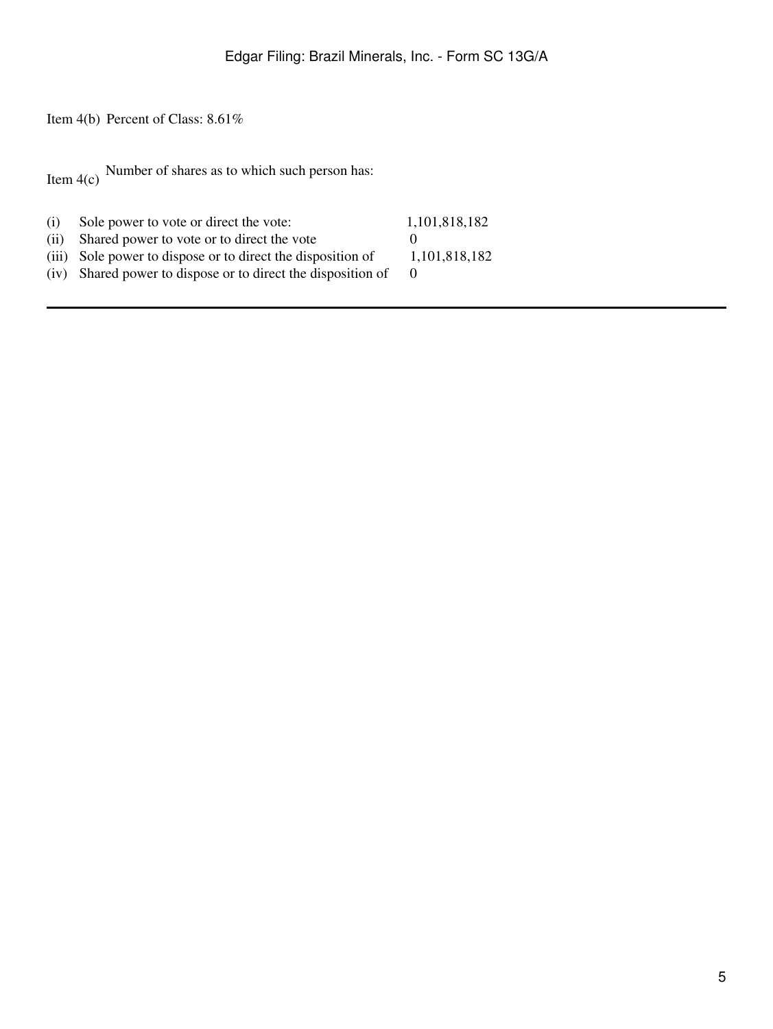Item 4(b) Percent of Class: 8.61%

Item 4(c) Number of shares as to which such person has:

| | | |
|---|---|---|
| (i) | Sole power to vote or direct the vote: | 1,101,818,182 |
| (ii) | Shared power to vote or to direct the vote | 0 |
| (iii) | Sole power to dispose or to direct the disposition of | 1,101,818,182 |
| (iv) | Shared power to dispose or to direct the disposition of | 0 |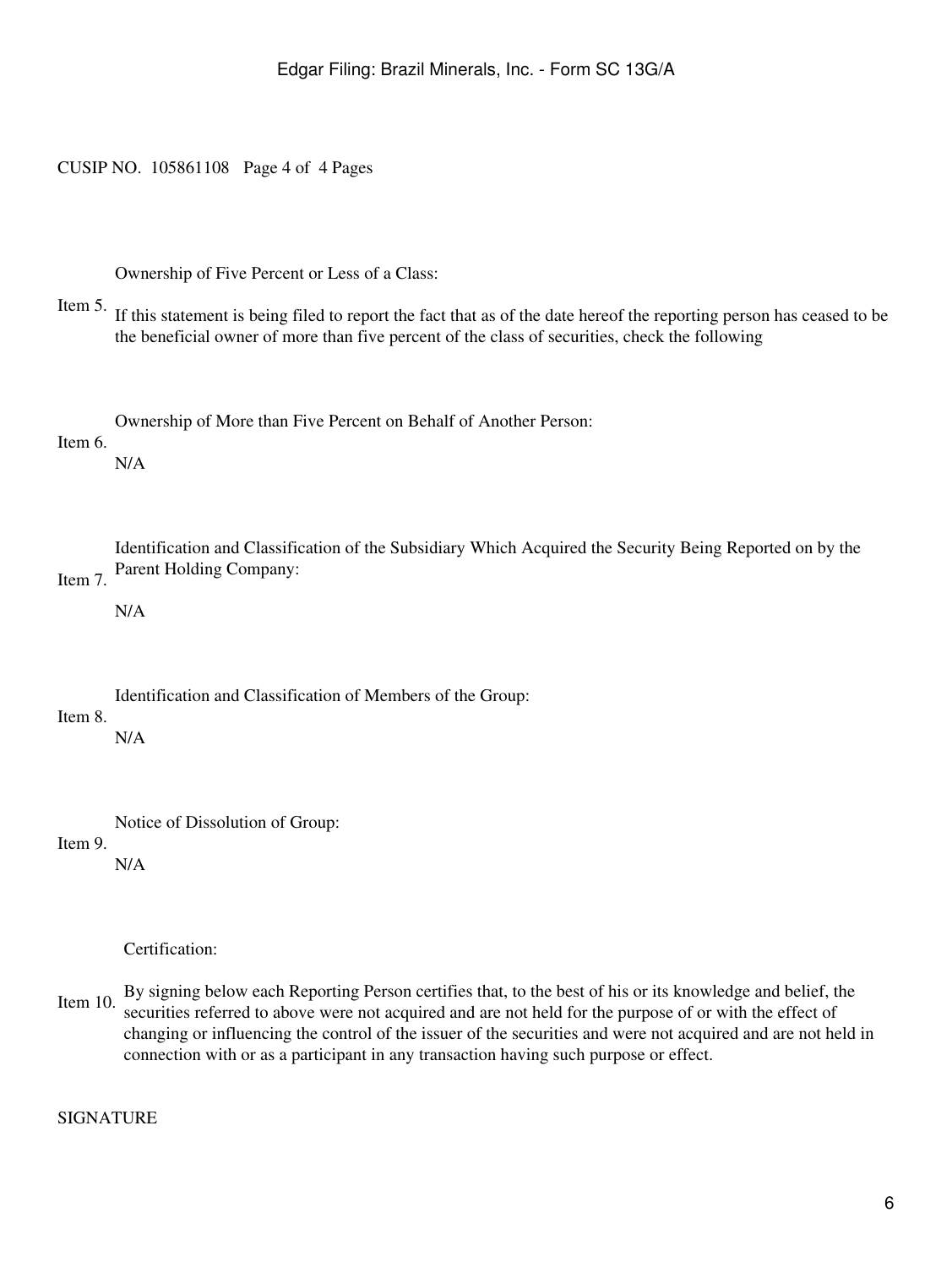CUSIP NO. 105861108 Page 4 of 4 Pages

**Item 5.** Ownership of Five Percent or Less of a Class:

If this statement is being filed to report the fact that as of the date hereof the reporting person has ceased to be the beneficial owner of more than five percent of the class of securities, check the following

**Item 6.** Ownership of More than Five Percent on Behalf of Another Person:

N/A

**Item 7.** Identification and Classification of the Subsidiary Which Acquired the Security Being Reported on by the Parent Holding Company:

N/A

**Item 8.** Identification and Classification of Members of the Group:

N/A

**Item 9.** Notice of Dissolution of Group:

N/A

**Item 10.** Certification:

By signing below each Reporting Person certifies that, to the best of his or its knowledge and belief, the securities referred to above were not acquired and are not held for the purpose of or with the effect of changing or influencing the control of the issuer of the securities and were not acquired and are not held in connection with or as a participant in any transaction having such purpose or effect.

SIGNATURE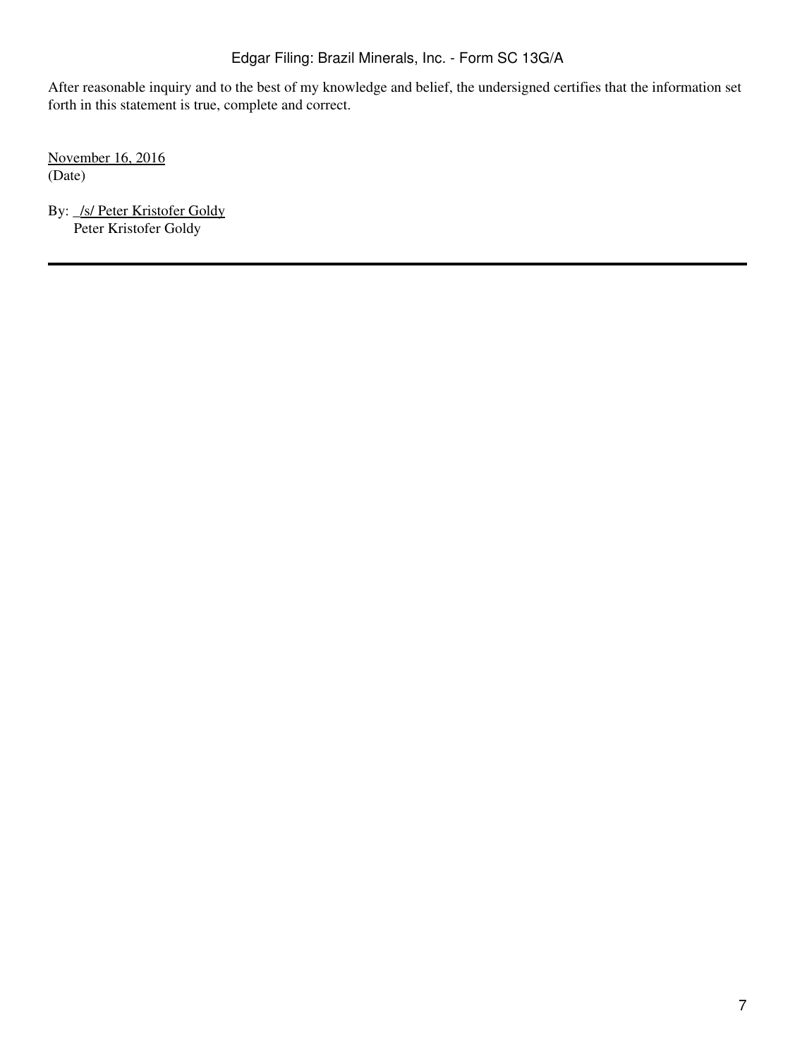After reasonable inquiry and to the best of my knowledge and belief, the undersigned certifies that the information set forth in this statement is true, complete and correct.

November 16, 2016
(Date)

By: /s/ Peter Kristofer Goldy
Peter Kristofer Goldy